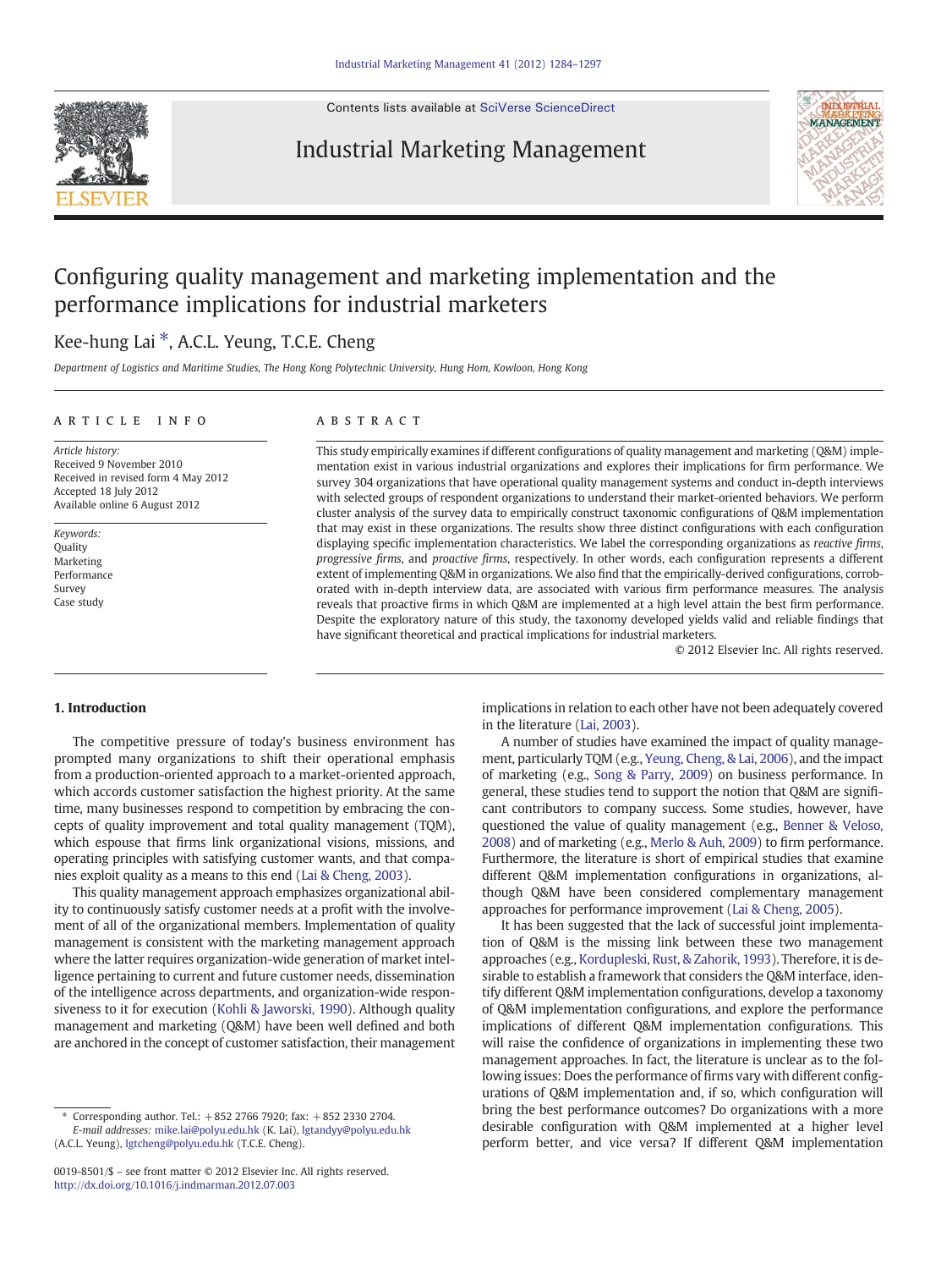# Configuring quality management and marketing implementation and the performance implications for industrial marketers

Kee-hung Lai *, A.C.L. Yeung, T.C.E. Cheng

*Department of Logistics and Maritime Studies, The Hong Kong Polytechnic University, Hung Hom, Kowloon, Hong Kong*

## ARTICLE INFO

*Article history:*
Received 9 November 2010
Received in revised form 4 May 2012
Accepted 18 July 2012
Available online 6 August 2012

*Keywords:*
Quality
Marketing
Performance
Survey
Case study

## ABSTRACT

This study empirically examines if different configurations of quality management and marketing (Q&M) implementation exist in various industrial organizations and explores their implications for firm performance. We survey 304 organizations that have operational quality management systems and conduct in-depth interviews with selected groups of respondent organizations to understand their market-oriented behaviors. We perform cluster analysis of the survey data to empirically construct taxonomic configurations of Q&M implementation that may exist in these organizations. The results show three distinct configurations with each configuration displaying specific implementation characteristics. We label the corresponding organizations as *reactive firms*, *progressive firms*, and *proactive firms*, respectively. In other words, each configuration represents a different extent of implementing Q&M in organizations. We also find that the empirically-derived configurations, corroborated with in-depth interview data, are associated with various firm performance measures. The analysis reveals that proactive firms in which Q&M are implemented at a high level attain the best firm performance. Despite the exploratory nature of this study, the taxonomy developed yields valid and reliable findings that have significant theoretical and practical implications for industrial marketers.

© 2012 Elsevier Inc. All rights reserved.

## 1. Introduction

The competitive pressure of today's business environment has prompted many organizations to shift their operational emphasis from a production-oriented approach to a market-oriented approach, which accords customer satisfaction the highest priority. At the same time, many businesses respond to competition by embracing the concepts of quality improvement and total quality management (TQM), which espouse that firms link organizational visions, missions, and operating principles with satisfying customer wants, and that companies exploit quality as a means to this end (Lai & Cheng, 2003).

This quality management approach emphasizes organizational ability to continuously satisfy customer needs at a profit with the involvement of all of the organizational members. Implementation of quality management is consistent with the marketing management approach where the latter requires organization-wide generation of market intelligence pertaining to current and future customer needs, dissemination of the intelligence across departments, and organization-wide responsiveness to it for execution (Kohli & Jaworski, 1990). Although quality management and marketing (Q&M) have been well defined and both are anchored in the concept of customer satisfaction, their management implications in relation to each other have not been adequately covered in the literature (Lai, 2003).

A number of studies have examined the impact of quality management, particularly TQM (e.g., Yeung, Cheng, & Lai, 2006), and the impact of marketing (e.g., Song & Parry, 2009) on business performance. In general, these studies tend to support the notion that Q&M are significant contributors to company success. Some studies, however, have questioned the value of quality management (e.g., Benner & Veloso, 2008) and of marketing (e.g., Merlo & Auh, 2009) to firm performance. Furthermore, the literature is short of empirical studies that examine different Q&M implementation configurations in organizations, although Q&M have been considered complementary management approaches for performance improvement (Lai & Cheng, 2005).

It has been suggested that the lack of successful joint implementation of Q&M is the missing link between these two management approaches (e.g., Kordupleski, Rust, & Zahorik, 1993). Therefore, it is desirable to establish a framework that considers the Q&M interface, identify different Q&M implementation configurations, develop a taxonomy of Q&M implementation configurations, and explore the performance implications of different Q&M implementation configurations. This will raise the confidence of organizations in implementing these two management approaches. In fact, the literature is unclear as to the following issues: Does the performance of firms vary with different configurations of Q&M implementation and, if so, which configuration will bring the best performance outcomes? Do organizations with a more desirable configuration with Q&M implemented at a higher level perform better, and vice versa? If different Q&M implementation

* Corresponding author. Tel.: +852 2766 7920; fax: +852 2330 2704.
*E-mail addresses:* mike.lai@polyu.edu.hk (K. Lai), lgtandyy@polyu.edu.hk (A.C.L. Yeung), lgtcheng@polyu.edu.hk (T.C.E. Cheng).

0019-8501/$ – see front matter © 2012 Elsevier Inc. All rights reserved.
http://dx.doi.org/10.1016/j.indmarman.2012.07.003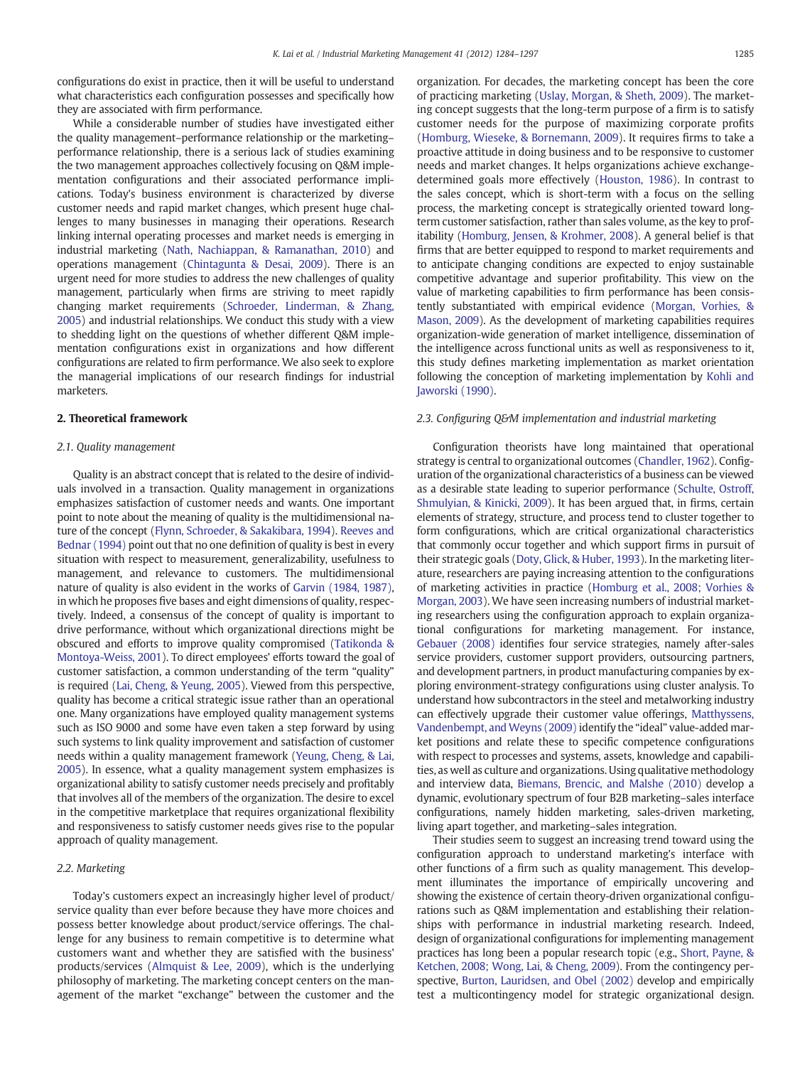configurations do exist in practice, then it will be useful to understand what characteristics each configuration possesses and specifically how they are associated with firm performance.

While a considerable number of studies have investigated either the quality management–performance relationship or the marketing–performance relationship, there is a serious lack of studies examining the two management approaches collectively focusing on Q&M implementation configurations and their associated performance implications. Today's business environment is characterized by diverse customer needs and rapid market changes, which present huge challenges to many businesses in managing their operations. Research linking internal operating processes and market needs is emerging in industrial marketing (Nath, Nachiappan, & Ramanathan, 2010) and operations management (Chintagunta & Desai, 2009). There is an urgent need for more studies to address the new challenges of quality management, particularly when firms are striving to meet rapidly changing market requirements (Schroeder, Linderman, & Zhang, 2005) and industrial relationships. We conduct this study with a view to shedding light on the questions of whether different Q&M implementation configurations exist in organizations and how different configurations are related to firm performance. We also seek to explore the managerial implications of our research findings for industrial marketers.

## 2. Theoretical framework

### 2.1. Quality management

Quality is an abstract concept that is related to the desire of individuals involved in a transaction. Quality management in organizations emphasizes satisfaction of customer needs and wants. One important point to note about the meaning of quality is the multidimensional nature of the concept (Flynn, Schroeder, & Sakakibara, 1994). Reeves and Bednar (1994) point out that no one definition of quality is best in every situation with respect to measurement, generalizability, usefulness to management, and relevance to customers. The multidimensional nature of quality is also evident in the works of Garvin (1984, 1987), in which he proposes five bases and eight dimensions of quality, respectively. Indeed, a consensus of the concept of quality is important to drive performance, without which organizational directions might be obscured and efforts to improve quality compromised (Tatikonda & Montoya-Weiss, 2001). To direct employees' efforts toward the goal of customer satisfaction, a common understanding of the term "quality" is required (Lai, Cheng, & Yeung, 2005). Viewed from this perspective, quality has become a critical strategic issue rather than an operational one. Many organizations have employed quality management systems such as ISO 9000 and some have even taken a step forward by using such systems to link quality improvement and satisfaction of customer needs within a quality management framework (Yeung, Cheng, & Lai, 2005). In essence, what a quality management system emphasizes is organizational ability to satisfy customer needs precisely and profitably that involves all of the members of the organization. The desire to excel in the competitive marketplace that requires organizational flexibility and responsiveness to satisfy customer needs gives rise to the popular approach of quality management.

### 2.2. Marketing

Today's customers expect an increasingly higher level of product/service quality than ever before because they have more choices and possess better knowledge about product/service offerings. The challenge for any business to remain competitive is to determine what customers want and whether they are satisfied with the business' products/services (Almquist & Lee, 2009), which is the underlying philosophy of marketing. The marketing concept centers on the management of the market "exchange" between the customer and the organization. For decades, the marketing concept has been the core of practicing marketing (Uslay, Morgan, & Sheth, 2009). The marketing concept suggests that the long-term purpose of a firm is to satisfy customer needs for the purpose of maximizing corporate profits (Homburg, Wieseke, & Bornemann, 2009). It requires firms to take a proactive attitude in doing business and to be responsive to customer needs and market changes. It helps organizations achieve exchange-determined goals more effectively (Houston, 1986). In contrast to the sales concept, which is short-term with a focus on the selling process, the marketing concept is strategically oriented toward long-term customer satisfaction, rather than sales volume, as the key to profitability (Homburg, Jensen, & Krohmer, 2008). A general belief is that firms that are better equipped to respond to market requirements and to anticipate changing conditions are expected to enjoy sustainable competitive advantage and superior profitability. This view on the value of marketing capabilities to firm performance has been consistently substantiated with empirical evidence (Morgan, Vorhies, & Mason, 2009). As the development of marketing capabilities requires organization-wide generation of market intelligence, dissemination of the intelligence across functional units as well as responsiveness to it, this study defines marketing implementation as market orientation following the conception of marketing implementation by Kohli and Jaworski (1990).

### 2.3. Configuring Q&M implementation and industrial marketing

Configuration theorists have long maintained that operational strategy is central to organizational outcomes (Chandler, 1962). Configuration of the organizational characteristics of a business can be viewed as a desirable state leading to superior performance (Schulte, Ostroff, Shmulyian, & Kinicki, 2009). It has been argued that, in firms, certain elements of strategy, structure, and process tend to cluster together to form configurations, which are critical organizational characteristics that commonly occur together and which support firms in pursuit of their strategic goals (Doty, Glick, & Huber, 1993). In the marketing literature, researchers are paying increasing attention to the configurations of marketing activities in practice (Homburg et al., 2008; Vorhies & Morgan, 2003). We have seen increasing numbers of industrial marketing researchers using the configuration approach to explain organizational configurations for marketing management. For instance, Gebauer (2008) identifies four service strategies, namely after-sales service providers, customer support providers, outsourcing partners, and development partners, in product manufacturing companies by exploring environment-strategy configurations using cluster analysis. To understand how subcontractors in the steel and metalworking industry can effectively upgrade their customer value offerings, Matthyssens, Vandenbempt, and Weyns (2009) identify the "ideal" value-added market positions and relate these to specific competence configurations with respect to processes and systems, assets, knowledge and capabilities, as well as culture and organizations. Using qualitative methodology and interview data, Biemans, Brencic, and Malshe (2010) develop a dynamic, evolutionary spectrum of four B2B marketing–sales interface configurations, namely hidden marketing, sales-driven marketing, living apart together, and marketing–sales integration.

Their studies seem to suggest an increasing trend toward using the configuration approach to understand marketing's interface with other functions of a firm such as quality management. This development illuminates the importance of empirically uncovering and showing the existence of certain theory-driven organizational configurations such as Q&M implementation and establishing their relationships with performance in industrial marketing research. Indeed, design of organizational configurations for implementing management practices has long been a popular research topic (e.g., Short, Payne, & Ketchen, 2008; Wong, Lai, & Cheng, 2009). From the contingency perspective, Burton, Lauridsen, and Obel (2002) develop and empirically test a multicontingency model for strategic organizational design.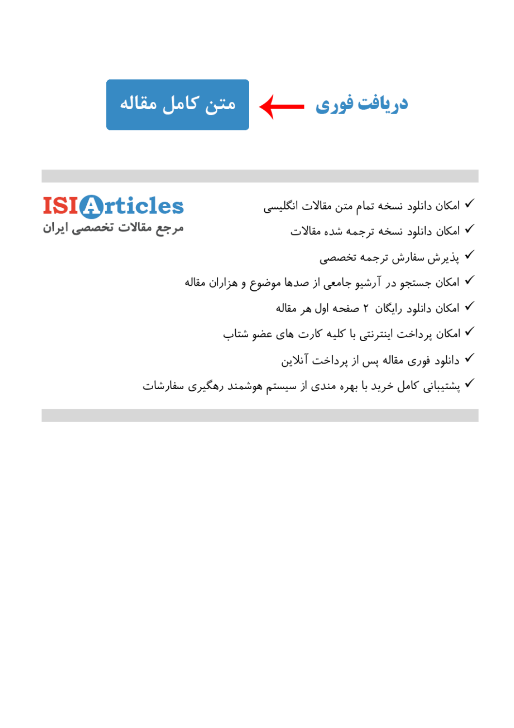دریافت فوری ← متن کامل مقاله

**ISIArticles**
مرجع مقالات تخصصی ایران

- ✓ امکان دانلود نسخه تمام متن مقالات انگلیسی
- ✓ امکان دانلود نسخه ترجمه شده مقالات
- ✓ پذیرش سفارش ترجمه تخصصی
- ✓ امکان جستجو در آرشیو جامعی از صدها موضوع و هزاران مقاله
- ✓ امکان دانلود رایگان ۲ صفحه اول هر مقاله
- ✓ امکان پرداخت اینترنتی با کلیه کارت های عضو شتاب
- ✓ دانلود فوری مقاله پس از پرداخت آنلاین
- ✓ پشتیبانی کامل خرید با بهره مندی از سیستم هوشمند رهگیری سفارشات